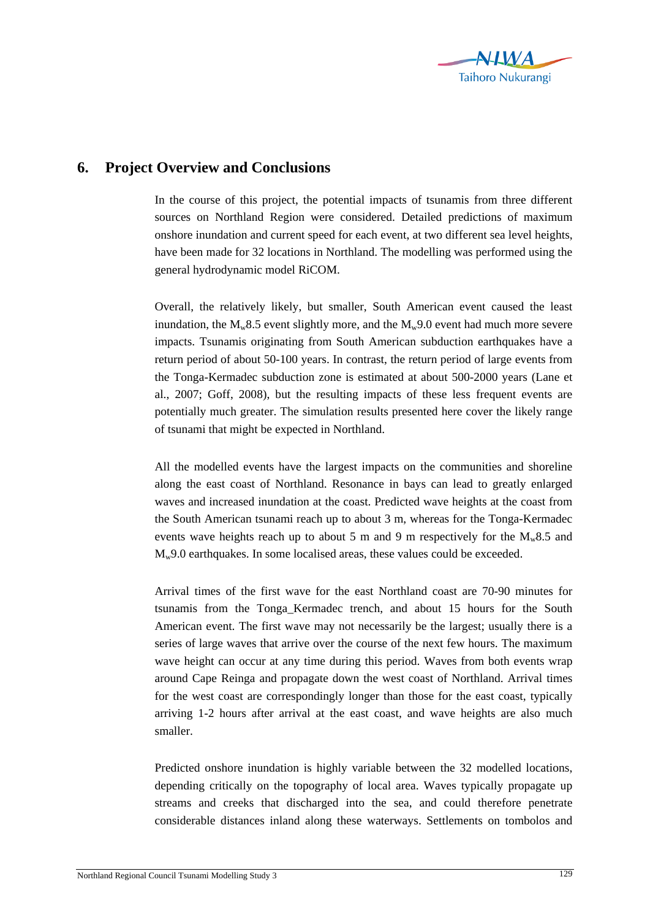## 6. Project Overview and Conclusions

In the course of this project, the potential impacts of tsunamis from three different sources on Northland Region were considered. Detailed predictions of maximum onshore inundation and current speed for each event, at two different sea level heights, have been made for 32 locations in Northland. The modelling was performed using the general hydrodynamic model RiCOM.

Overall, the relatively likely, but smaller, South American event caused the least inundation, the $M_w$8.5 event slightly more, and the $M_w$9.0 event had much more severe impacts. Tsunamis originating from South American subduction earthquakes have a return period of about 50-100 years. In contrast, the return period of large events from the Tonga-Kermadec subduction zone is estimated at about 500-2000 years (Lane et al., 2007; Goff, 2008), but the resulting impacts of these less frequent events are potentially much greater. The simulation results presented here cover the likely range of tsunami that might be expected in Northland.

All the modelled events have the largest impacts on the communities and shoreline along the east coast of Northland. Resonance in bays can lead to greatly enlarged waves and increased inundation at the coast. Predicted wave heights at the coast from the South American tsunami reach up to about 3 m, whereas for the Tonga-Kermadec events wave heights reach up to about 5 m and 9 m respectively for the $M_w$8.5 and $M_w$9.0 earthquakes. In some localised areas, these values could be exceeded.

Arrival times of the first wave for the east Northland coast are 70-90 minutes for tsunamis from the Tonga_Kermadec trench, and about 15 hours for the South American event. The first wave may not necessarily be the largest; usually there is a series of large waves that arrive over the course of the next few hours. The maximum wave height can occur at any time during this period. Waves from both events wrap around Cape Reinga and propagate down the west coast of Northland. Arrival times for the west coast are correspondingly longer than those for the east coast, typically arriving 1-2 hours after arrival at the east coast, and wave heights are also much smaller.

Predicted onshore inundation is highly variable between the 32 modelled locations, depending critically on the topography of local area. Waves typically propagate up streams and creeks that discharged into the sea, and could therefore penetrate considerable distances inland along these waterways. Settlements on tombolos and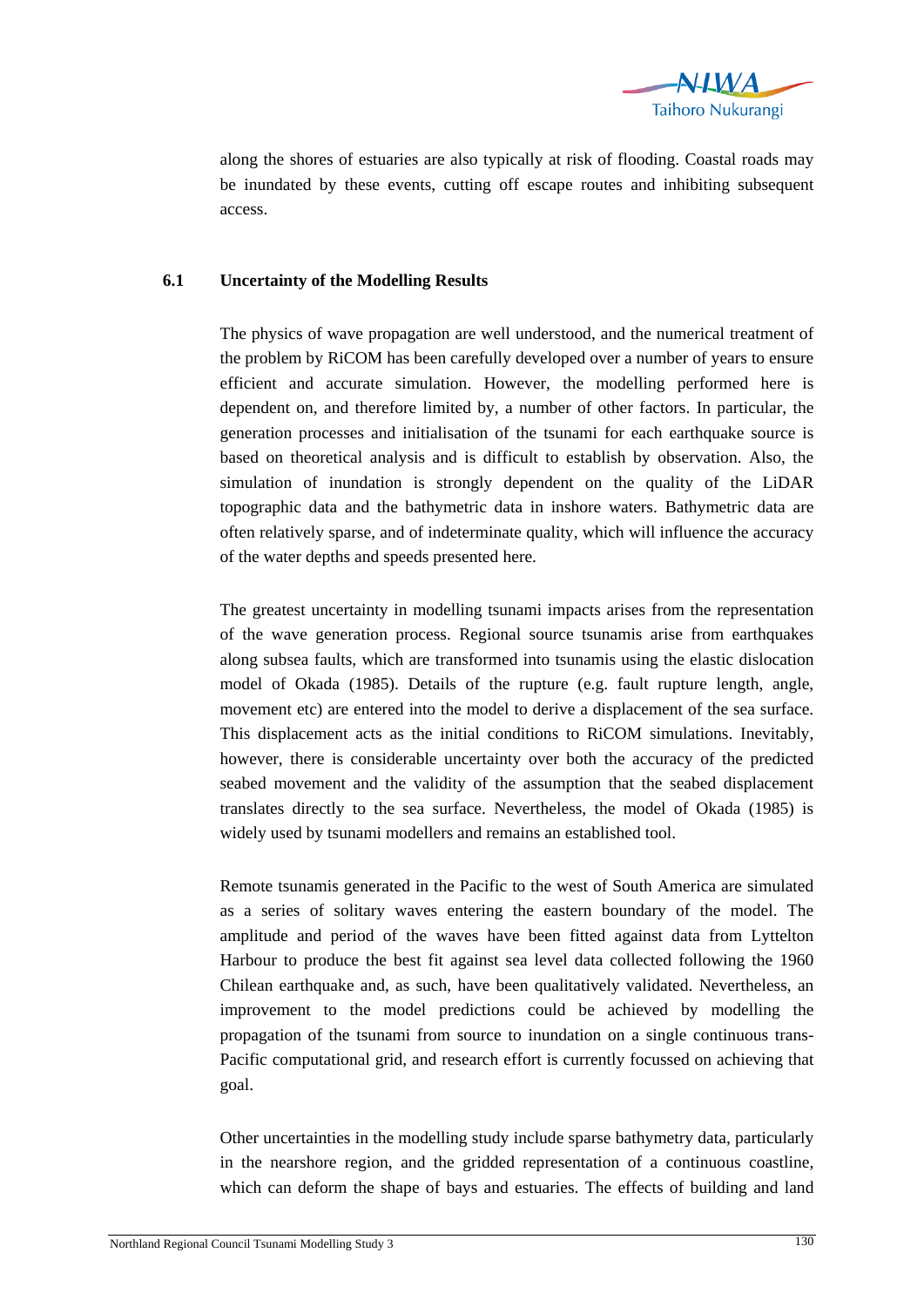along the shores of estuaries are also typically at risk of flooding. Coastal roads may be inundated by these events, cutting off escape routes and inhibiting subsequent access.

## 6.1 Uncertainty of the Modelling Results

The physics of wave propagation are well understood, and the numerical treatment of the problem by RiCOM has been carefully developed over a number of years to ensure efficient and accurate simulation. However, the modelling performed here is dependent on, and therefore limited by, a number of other factors. In particular, the generation processes and initialisation of the tsunami for each earthquake source is based on theoretical analysis and is difficult to establish by observation. Also, the simulation of inundation is strongly dependent on the quality of the LiDAR topographic data and the bathymetric data in inshore waters. Bathymetric data are often relatively sparse, and of indeterminate quality, which will influence the accuracy of the water depths and speeds presented here.

The greatest uncertainty in modelling tsunami impacts arises from the representation of the wave generation process. Regional source tsunamis arise from earthquakes along subsea faults, which are transformed into tsunamis using the elastic dislocation model of Okada (1985). Details of the rupture (e.g. fault rupture length, angle, movement etc) are entered into the model to derive a displacement of the sea surface. This displacement acts as the initial conditions to RiCOM simulations. Inevitably, however, there is considerable uncertainty over both the accuracy of the predicted seabed movement and the validity of the assumption that the seabed displacement translates directly to the sea surface. Nevertheless, the model of Okada (1985) is widely used by tsunami modellers and remains an established tool.

Remote tsunamis generated in the Pacific to the west of South America are simulated as a series of solitary waves entering the eastern boundary of the model. The amplitude and period of the waves have been fitted against data from Lyttelton Harbour to produce the best fit against sea level data collected following the 1960 Chilean earthquake and, as such, have been qualitatively validated. Nevertheless, an improvement to the model predictions could be achieved by modelling the propagation of the tsunami from source to inundation on a single continuous trans-Pacific computational grid, and research effort is currently focussed on achieving that goal.

Other uncertainties in the modelling study include sparse bathymetry data, particularly in the nearshore region, and the gridded representation of a continuous coastline, which can deform the shape of bays and estuaries. The effects of building and land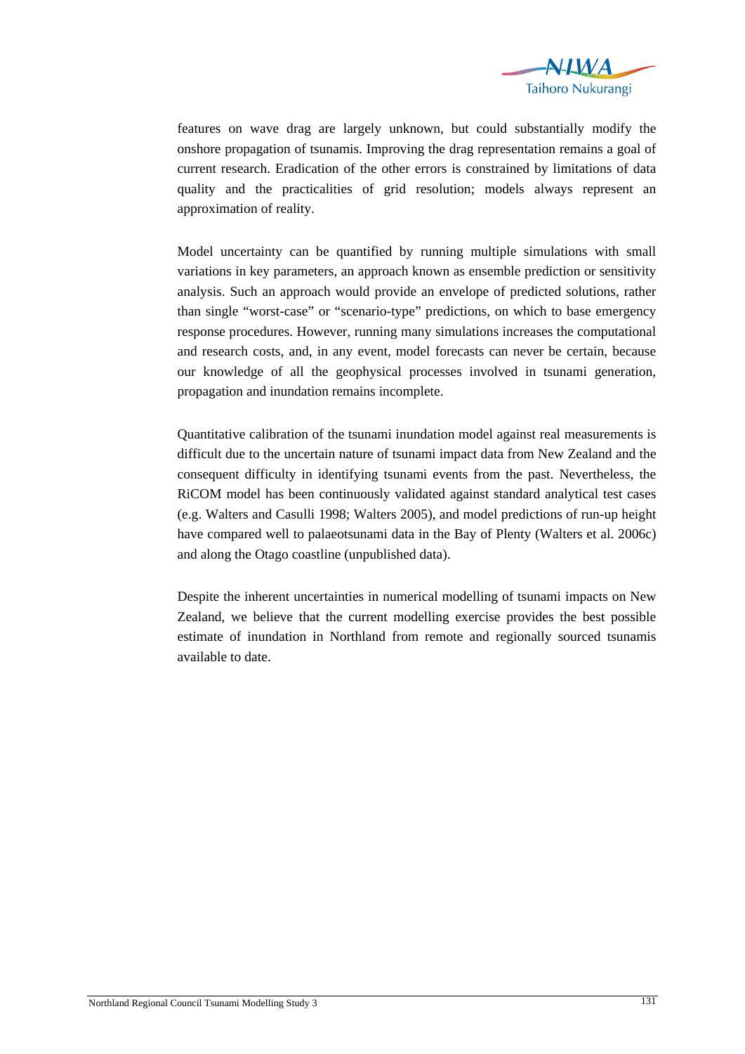features on wave drag are largely unknown, but could substantially modify the onshore propagation of tsunamis. Improving the drag representation remains a goal of current research. Eradication of the other errors is constrained by limitations of data quality and the practicalities of grid resolution; models always represent an approximation of reality.

Model uncertainty can be quantified by running multiple simulations with small variations in key parameters, an approach known as ensemble prediction or sensitivity analysis. Such an approach would provide an envelope of predicted solutions, rather than single "worst-case" or "scenario-type" predictions, on which to base emergency response procedures. However, running many simulations increases the computational and research costs, and, in any event, model forecasts can never be certain, because our knowledge of all the geophysical processes involved in tsunami generation, propagation and inundation remains incomplete.

Quantitative calibration of the tsunami inundation model against real measurements is difficult due to the uncertain nature of tsunami impact data from New Zealand and the consequent difficulty in identifying tsunami events from the past. Nevertheless, the RiCOM model has been continuously validated against standard analytical test cases (e.g. Walters and Casulli 1998; Walters 2005), and model predictions of run-up height have compared well to palaeotsunami data in the Bay of Plenty (Walters et al. 2006c) and along the Otago coastline (unpublished data).

Despite the inherent uncertainties in numerical modelling of tsunami impacts on New Zealand, we believe that the current modelling exercise provides the best possible estimate of inundation in Northland from remote and regionally sourced tsunamis available to date.